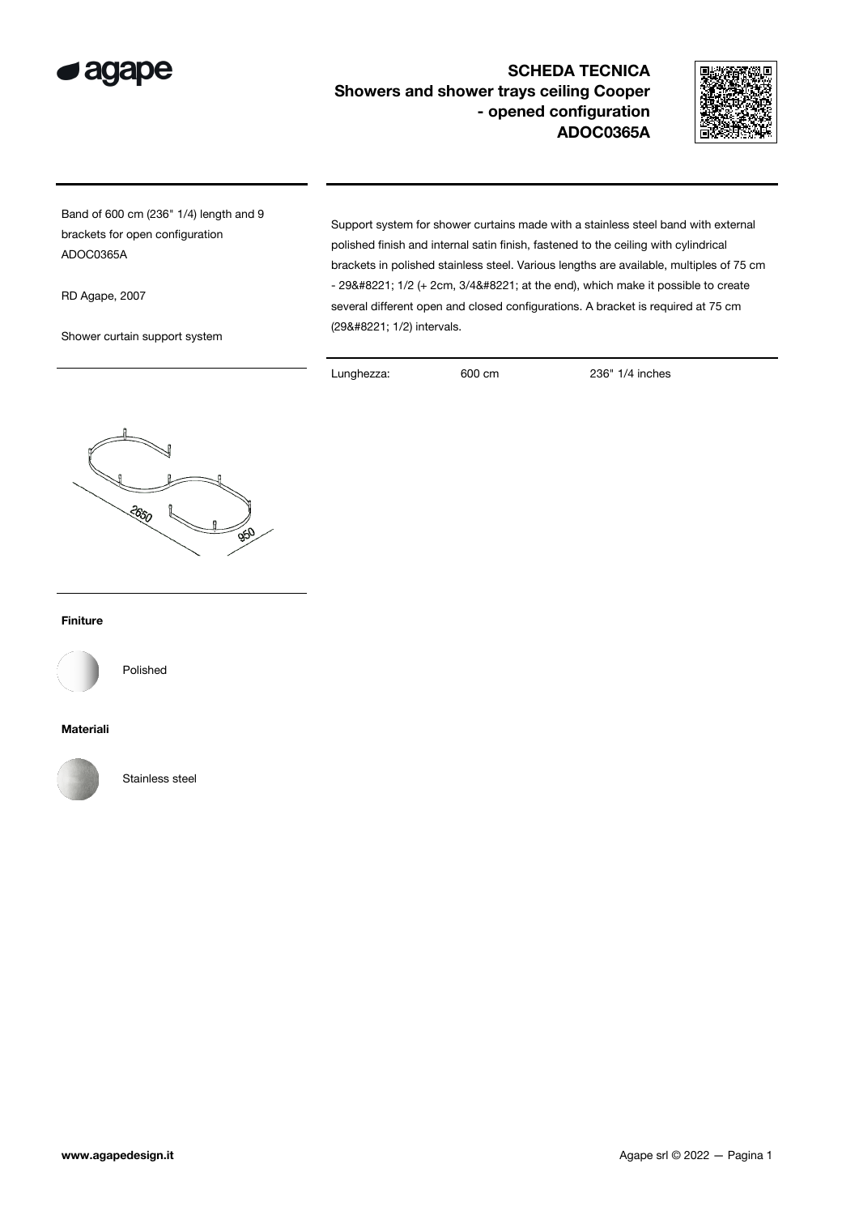# SCHEDA TECNICA

## Showers and shower trays ceiling Cooper - opened configuration ADOC0365A

Band of 600 cm (236" 1/4) length and 9 brackets for open configuration ADOC0365A

RD Agape, 2007

Shower curtain support system

Support system for shower curtains made with a stainless steel band with external polished finish and internal satin finish, fastened to the ceiling with cylindrical brackets in polished stainless steel. Various lengths are available, multiples of 75 cm - 29&#8221; 1/2 (+ 2cm, 3/4&#8221; at the end), which make it possible to create several different open and closed configurations. A bracket is required at 75 cm (29&#8221; 1/2) intervals.

| Lunghezza: | 600 cm | 236" 1/4 inches |
|---|---|---|

2650

950

**Finiture**

Polished

**Materiali**

Stainless steel

**www.agapedesign.it**

Agape srl © 2022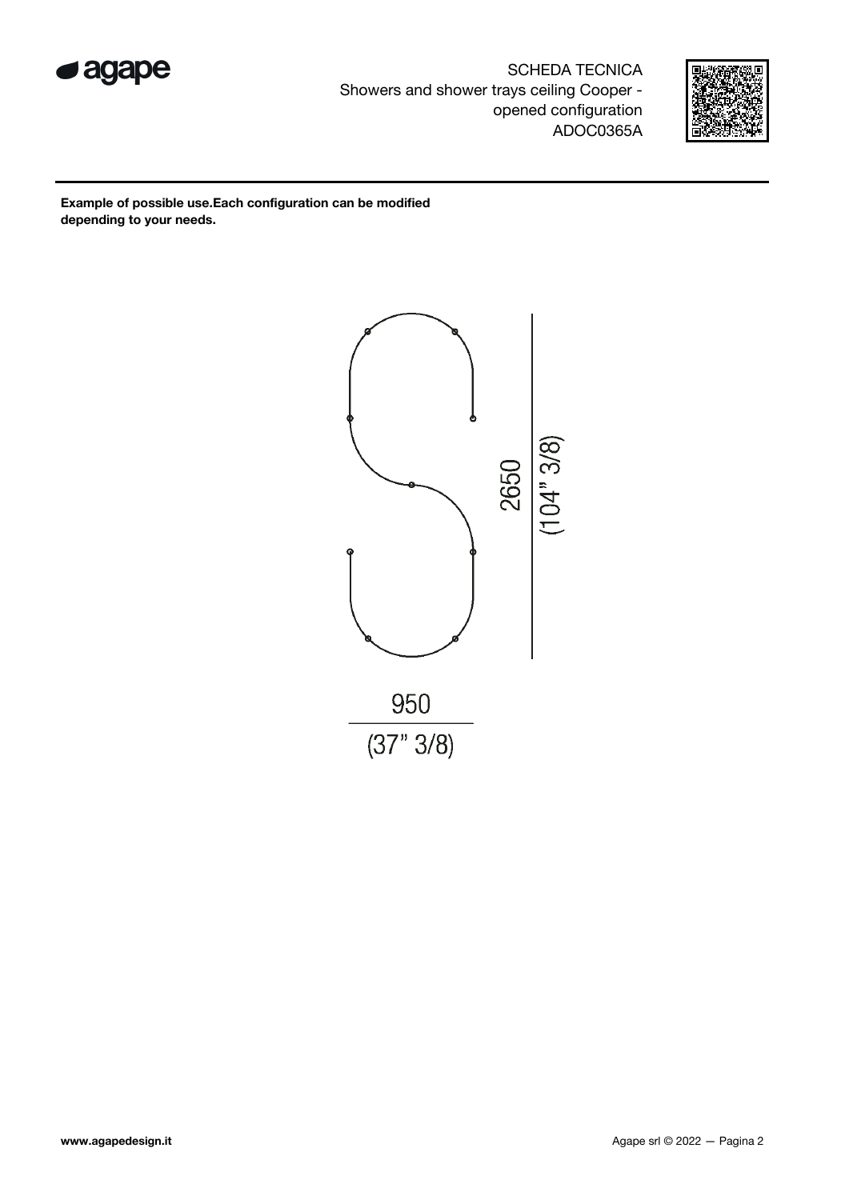**Example of possible use.Each configuration can be modified depending to your needs.**

2650
(104" 3/8)

950
(37" 3/8)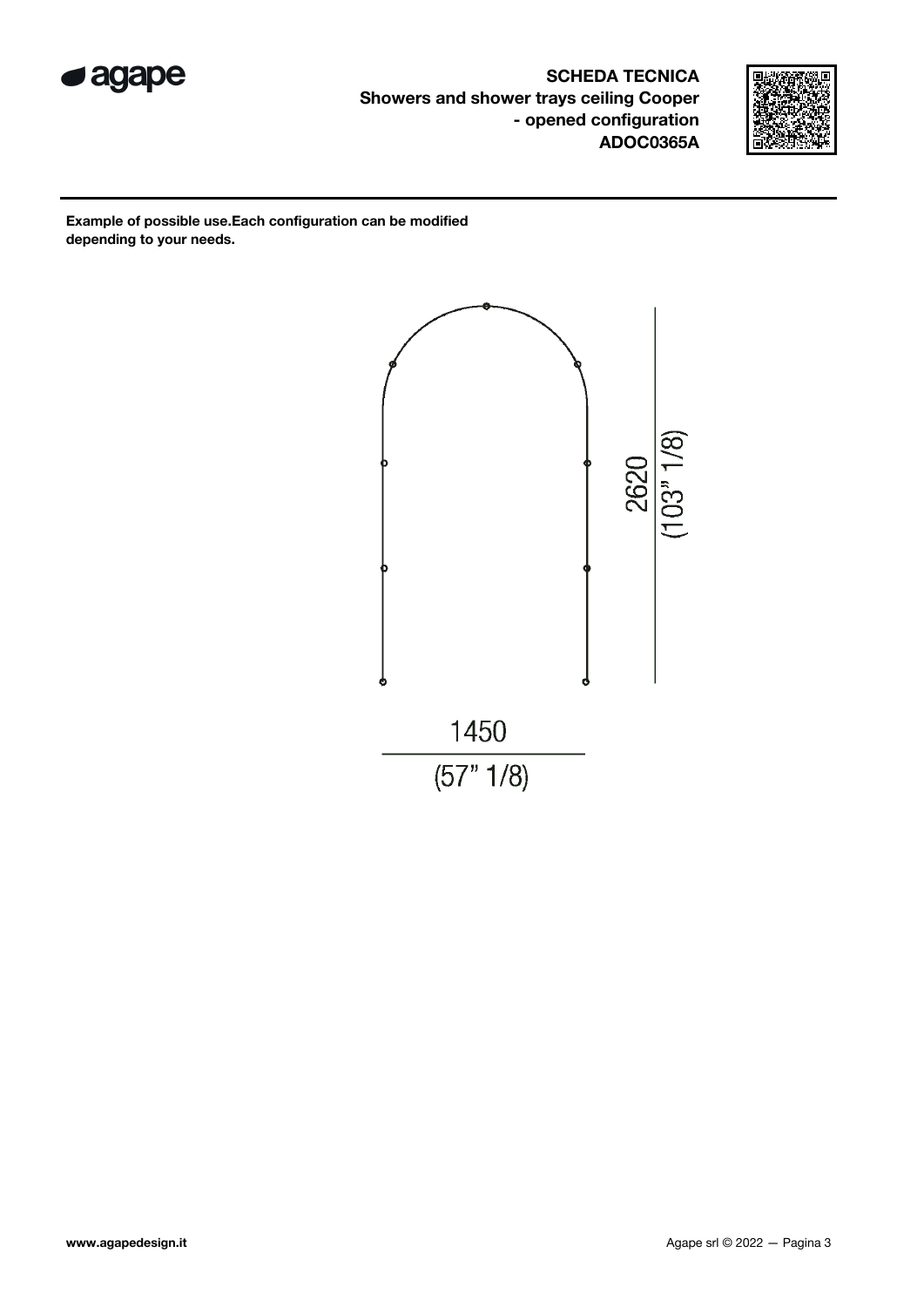# SCHEDA TECNICA

## Showers and shower trays ceiling Cooper - opened configuration

## ADOC0365A

**Example of possible use.Each configuration can be modified depending to your needs.**

2620
(103" 1/8)

1450
(57" 1/8)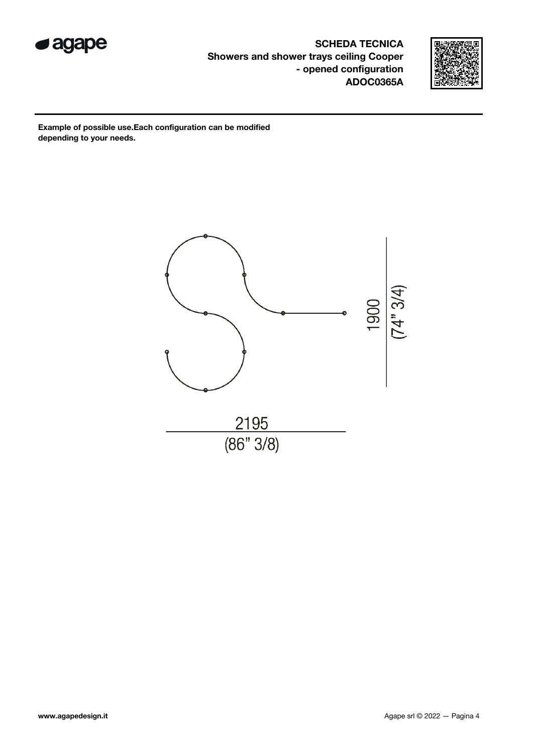**SCHEDA TECNICA**
**Showers and shower trays ceiling Cooper - opened configuration**
**ADOC0365A**

**Example of possible use.Each configuration can be modified depending to your needs.**

1900
(74" 3/4)

2195
(86" 3/8)